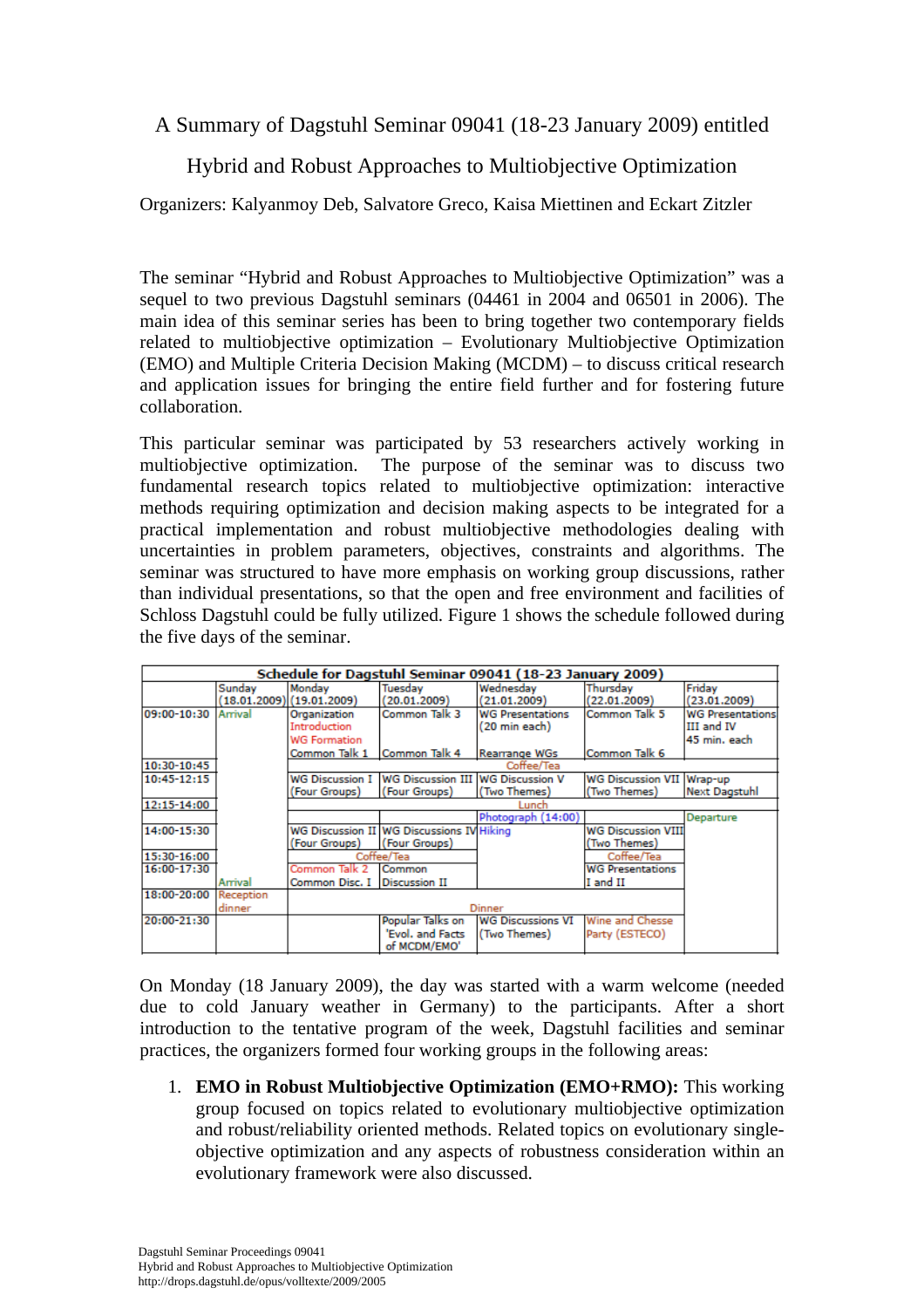# A Summary of Dagstuhl Seminar 09041 (18-23 January 2009) entitled

## Hybrid and Robust Approaches to Multiobjective Optimization

Organizers: Kalyanmoy Deb, Salvatore Greco, Kaisa Miettinen and Eckart Zitzler

The seminar "Hybrid and Robust Approaches to Multiobjective Optimization" was a sequel to two previous Dagstuhl seminars (04461 in 2004 and 06501 in 2006). The main idea of this seminar series has been to bring together two contemporary fields related to multiobjective optimization – Evolutionary Multiobjective Optimization (EMO) and Multiple Criteria Decision Making (MCDM) – to discuss critical research and application issues for bringing the entire field further and for fostering future collaboration.

This particular seminar was participated by 53 researchers actively working in multiobjective optimization. The purpose of the seminar was to discuss two fundamental research topics related to multiobjective optimization: interactive methods requiring optimization and decision making aspects to be integrated for a practical implementation and robust multiobjective methodologies dealing with uncertainties in problem parameters, objectives, constraints and algorithms. The seminar was structured to have more emphasis on working group discussions, rather than individual presentations, so that the open and free environment and facilities of Schloss Dagstuhl could be fully utilized. Figure 1 shows the schedule followed during the five days of the seminar.

| Schedule for Dagstuhl Seminar 09041 (18-23 January 2009) | | | | | | |
|---|---|---|---|---|---|---|
| | Sunday (18.01.2009) | Monday (19.01.2009) | Tuesday (20.01.2009) | Wednesday (21.01.2009) | Thursday (22.01.2009) | Friday (23.01.2009) |
| 09:00-10:30 | Arrival | Organization Introduction WG Formation Common Talk 1 | Common Talk 3 Common Talk 4 | WG Presentations (20 min each) Rearrange WGs | Common Talk 5 Common Talk 6 | WG Presentations III and IV 45 min. each |
| 10:30-10:45 | | Coffee/Tea | | | | |
| 10:45-12:15 | | WG Discussion I (Four Groups) | WG Discussion III (Four Groups) | WG Discussion V (Two Themes) | WG Discussion VII (Two Themes) | Wrap-up Next Dagstuhl |
| 12:15-14:00 | | Lunch | | | | |
| | | | | Photograph (14:00) | | Departure |
| 14:00-15:30 | | WG Discussion II (Four Groups) | WG Discussions IV (Four Groups) | Hiking | WG Discussion VIII (Two Themes) | |
| 15:30-16:00 | | Coffee/Tea | | | Coffee/Tea | |
| 16:00-17:30 | Arrival | Common Talk 2 Common Disc. I | Common Discussion II | | WG Presentations I and II | |
| 18:00-20:00 | Reception dinner | Dinner | | | | |
| 20:00-21:30 | | | Popular Talks on 'Evol. and Facts of MCDM/EMO' | WG Discussions VI (Two Themes) | Wine and Chesse Party (ESTECO) | |

On Monday (18 January 2009), the day was started with a warm welcome (needed due to cold January weather in Germany) to the participants. After a short introduction to the tentative program of the week, Dagstuhl facilities and seminar practices, the organizers formed four working groups in the following areas:

1. **EMO in Robust Multiobjective Optimization (EMO+RMO):** This working group focused on topics related to evolutionary multiobjective optimization and robust/reliability oriented methods. Related topics on evolutionary single-objective optimization and any aspects of robustness consideration within an evolutionary framework were also discussed.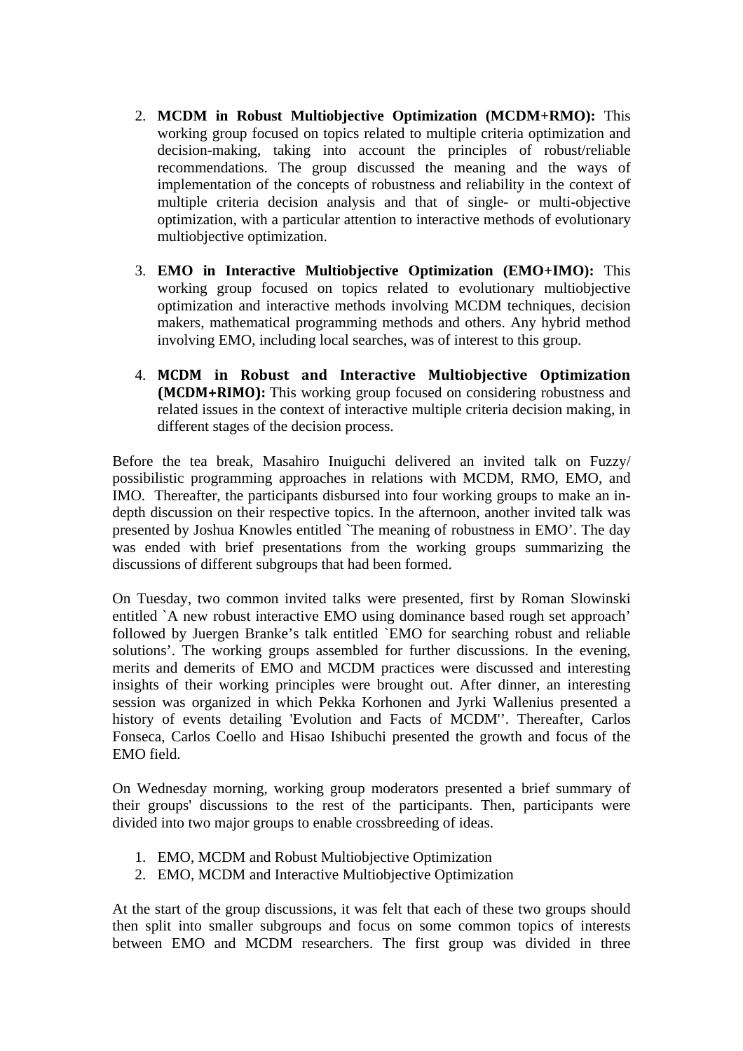2. **MCDM in Robust Multiobjective Optimization (MCDM+RMO):** This working group focused on topics related to multiple criteria optimization and decision-making, taking into account the principles of robust/reliable recommendations. The group discussed the meaning and the ways of implementation of the concepts of robustness and reliability in the context of multiple criteria decision analysis and that of single- or multi-objective optimization, with a particular attention to interactive methods of evolutionary multiobjective optimization.

3. **EMO in Interactive Multiobjective Optimization (EMO+IMO):** This working group focused on topics related to evolutionary multiobjective optimization and interactive methods involving MCDM techniques, decision makers, mathematical programming methods and others. Any hybrid method involving EMO, including local searches, was of interest to this group.

4. **MCDM in Robust and Interactive Multiobjective Optimization (MCDM+RIMO):** This working group focused on considering robustness and related issues in the context of interactive multiple criteria decision making, in different stages of the decision process.

Before the tea break, Masahiro Inuiguchi delivered an invited talk on Fuzzy/ possibilistic programming approaches in relations with MCDM, RMO, EMO, and IMO. Thereafter, the participants disbursed into four working groups to make an in-depth discussion on their respective topics. In the afternoon, another invited talk was presented by Joshua Knowles entitled `The meaning of robustness in EMO'. The day was ended with brief presentations from the working groups summarizing the discussions of different subgroups that had been formed.

On Tuesday, two common invited talks were presented, first by Roman Slowinski entitled `A new robust interactive EMO using dominance based rough set approach' followed by Juergen Branke's talk entitled `EMO for searching robust and reliable solutions'. The working groups assembled for further discussions. In the evening, merits and demerits of EMO and MCDM practices were discussed and interesting insights of their working principles were brought out. After dinner, an interesting session was organized in which Pekka Korhonen and Jyrki Wallenius presented a history of events detailing 'Evolution and Facts of MCDM''. Thereafter, Carlos Fonseca, Carlos Coello and Hisao Ishibuchi presented the growth and focus of the EMO field.

On Wednesday morning, working group moderators presented a brief summary of their groups' discussions to the rest of the participants. Then, participants were divided into two major groups to enable crossbreeding of ideas.

1. EMO, MCDM and Robust Multiobjective Optimization
2. EMO, MCDM and Interactive Multiobjective Optimization

At the start of the group discussions, it was felt that each of these two groups should then split into smaller subgroups and focus on some common topics of interests between EMO and MCDM researchers. The first group was divided in three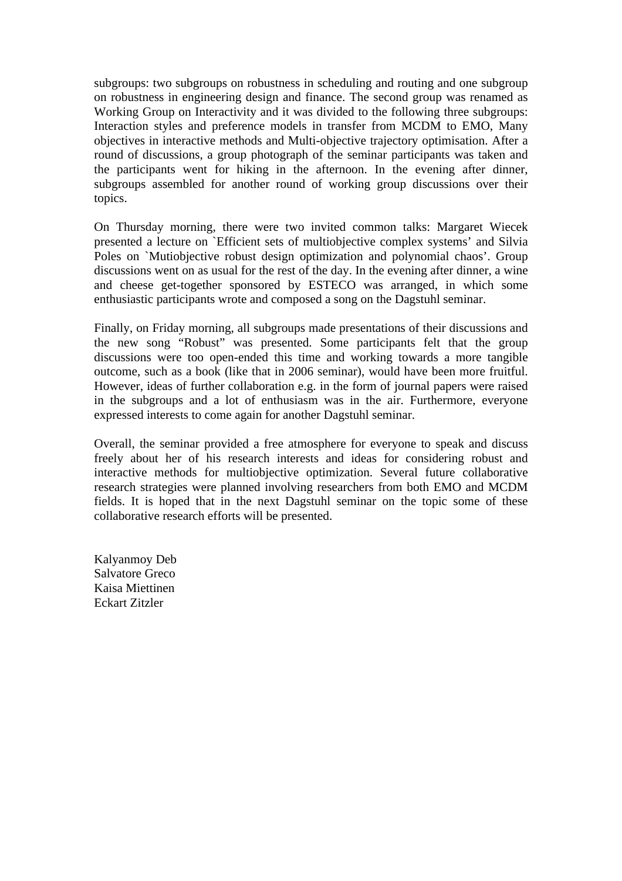subgroups: two subgroups on robustness in scheduling and routing and one subgroup on robustness in engineering design and finance. The second group was renamed as Working Group on Interactivity and it was divided to the following three subgroups: Interaction styles and preference models in transfer from MCDM to EMO, Many objectives in interactive methods and Multi-objective trajectory optimisation. After a round of discussions, a group photograph of the seminar participants was taken and the participants went for hiking in the afternoon. In the evening after dinner, subgroups assembled for another round of working group discussions over their topics.

On Thursday morning, there were two invited common talks: Margaret Wiecek presented a lecture on `Efficient sets of multiobjective complex systems' and Silvia Poles on `Mutiobjective robust design optimization and polynomial chaos'. Group discussions went on as usual for the rest of the day. In the evening after dinner, a wine and cheese get-together sponsored by ESTECO was arranged, in which some enthusiastic participants wrote and composed a song on the Dagstuhl seminar.

Finally, on Friday morning, all subgroups made presentations of their discussions and the new song "Robust" was presented. Some participants felt that the group discussions were too open-ended this time and working towards a more tangible outcome, such as a book (like that in 2006 seminar), would have been more fruitful. However, ideas of further collaboration e.g. in the form of journal papers were raised in the subgroups and a lot of enthusiasm was in the air. Furthermore, everyone expressed interests to come again for another Dagstuhl seminar.

Overall, the seminar provided a free atmosphere for everyone to speak and discuss freely about her of his research interests and ideas for considering robust and interactive methods for multiobjective optimization. Several future collaborative research strategies were planned involving researchers from both EMO and MCDM fields. It is hoped that in the next Dagstuhl seminar on the topic some of these collaborative research efforts will be presented.

Kalyanmoy Deb
Salvatore Greco
Kaisa Miettinen
Eckart Zitzler